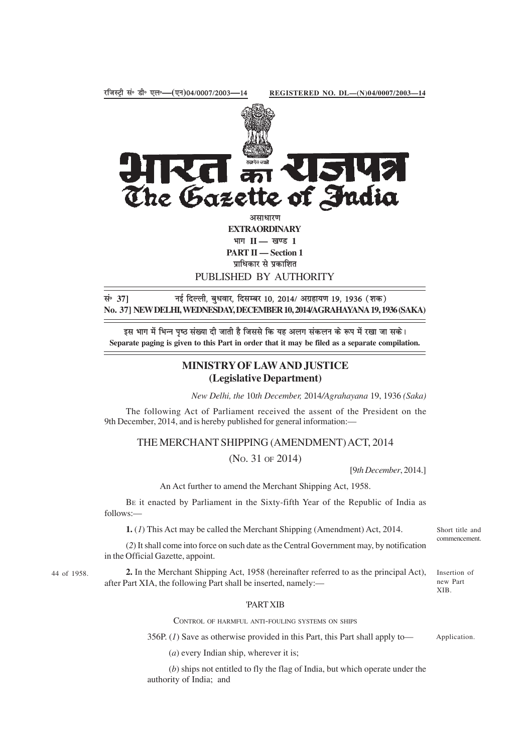रजिस्ट्री सं० डी० एल०—(एन)04/0007/2003—14 REGISTERED NO. DL—(N)04/0007/2003—14

# भारत का राजपत्र
# The Gazette of India

असाधारण
**EXTRAORDINARY**
भाग II — खण्ड 1
**PART II — Section 1**
प्राधिकार से प्रकाशित
PUBLISHED BY AUTHORITY

सं० 37] नई दिल्ली, बुधवार, दिसम्बर 10, 2014/ अग्रहायण 19, 1936 (शक)
**No. 37] NEW DELHI, WEDNESDAY, DECEMBER 10, 2014/AGRAHAYANA 19, 1936 (SAKA)**

इस भाग में भिन्न पृष्ठ संख्या दी जाती है जिससे कि यह अलग संकलन के रूप में रखा जा सके।
**Separate paging is given to this Part in order that it may be filed as a separate compilation.**

## MINISTRY OF LAW AND JUSTICE
## (Legislative Department)

*New Delhi, the* 10*th December,* 2014*/Agrahayana* 19, 1936 *(Saka)*

The following Act of Parliament received the assent of the President on the 9th December, 2014, and is hereby published for general information:—

## THE MERCHANT SHIPPING (AMENDMENT) ACT, 2014

(No. 31 of 2014)

[9*th December*, 2014.]

An Act further to amend the Merchant Shipping Act, 1958.

Be it enacted by Parliament in the Sixty-fifth Year of the Republic of India as follows:—

Short title and commencement.

**1.** (*1*) This Act may be called the Merchant Shipping (Amendment) Act, 2014.

(*2*) It shall come into force on such date as the Central Government may, by notification in the Official Gazette, appoint.

Insertion of new Part XIB.

44 of 1958.

**2.** In the Merchant Shipping Act, 1958 (hereinafter referred to as the principal Act), after Part XIA, the following Part shall be inserted, namely:—

'PART XIB

Control of harmful anti-fouling systems on ships

Application.

356P. (*1*) Save as otherwise provided in this Part, this Part shall apply to—

(*a*) every Indian ship, wherever it is;

(*b*) ships not entitled to fly the flag of India, but which operate under the authority of India; and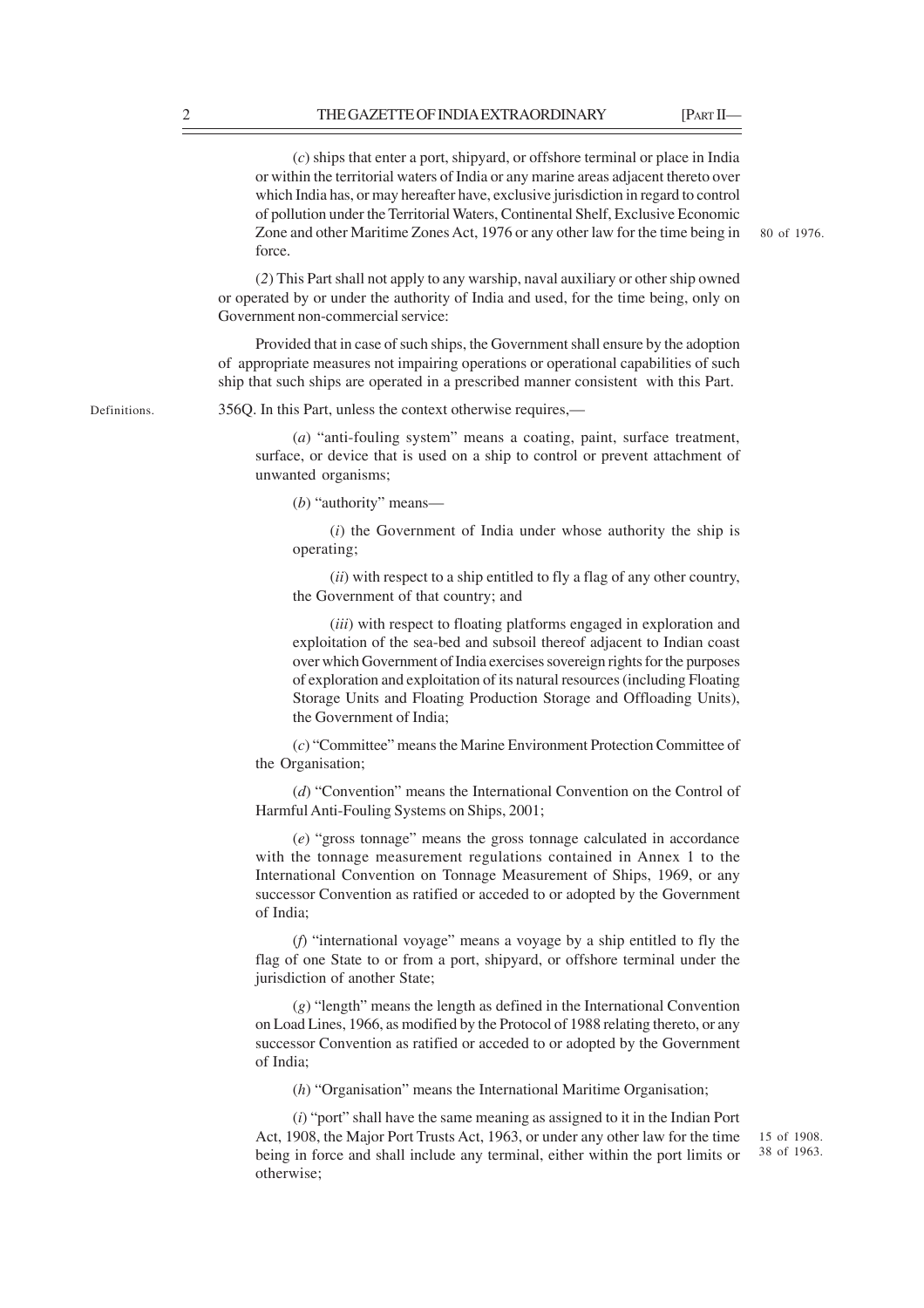(*c*) ships that enter a port, shipyard, or offshore terminal or place in India or within the territorial waters of India or any marine areas adjacent thereto over which India has, or may hereafter have, exclusive jurisdiction in regard to control of pollution under the Territorial Waters, Continental Shelf, Exclusive Economic Zone and other Maritime Zones Act, 1976 or any other law for the time being in force. 80 of 1976.

(*2*) This Part shall not apply to any warship, naval auxiliary or other ship owned or operated by or under the authority of India and used, for the time being, only on Government non-commercial service:

Provided that in case of such ships, the Government shall ensure by the adoption of appropriate measures not impairing operations or operational capabilities of such ship that such ships are operated in a prescribed manner consistent with this Part.

Definitions.

356Q. In this Part, unless the context otherwise requires,—

(*a*) "anti-fouling system" means a coating, paint, surface treatment, surface, or device that is used on a ship to control or prevent attachment of unwanted organisms;

(*b*) "authority" means—

(*i*) the Government of India under whose authority the ship is operating;

(*ii*) with respect to a ship entitled to fly a flag of any other country, the Government of that country; and

(*iii*) with respect to floating platforms engaged in exploration and exploitation of the sea-bed and subsoil thereof adjacent to Indian coast over which Government of India exercises sovereign rights for the purposes of exploration and exploitation of its natural resources (including Floating Storage Units and Floating Production Storage and Offloading Units), the Government of India;

(*c*) "Committee" means the Marine Environment Protection Committee of the Organisation;

(*d*) "Convention" means the International Convention on the Control of Harmful Anti-Fouling Systems on Ships, 2001;

(*e*) "gross tonnage" means the gross tonnage calculated in accordance with the tonnage measurement regulations contained in Annex 1 to the International Convention on Tonnage Measurement of Ships, 1969, or any successor Convention as ratified or acceded to or adopted by the Government of India;

(*f*) "international voyage" means a voyage by a ship entitled to fly the flag of one State to or from a port, shipyard, or offshore terminal under the jurisdiction of another State;

(*g*) "length" means the length as defined in the International Convention on Load Lines, 1966, as modified by the Protocol of 1988 relating thereto, or any successor Convention as ratified or acceded to or adopted by the Government of India;

(*h*) "Organisation" means the International Maritime Organisation;

(*i*) "port" shall have the same meaning as assigned to it in the Indian Port Act, 1908, the Major Port Trusts Act, 1963, or under any other law for the time being in force and shall include any terminal, either within the port limits or otherwise; 15 of 1908. 38 of 1963.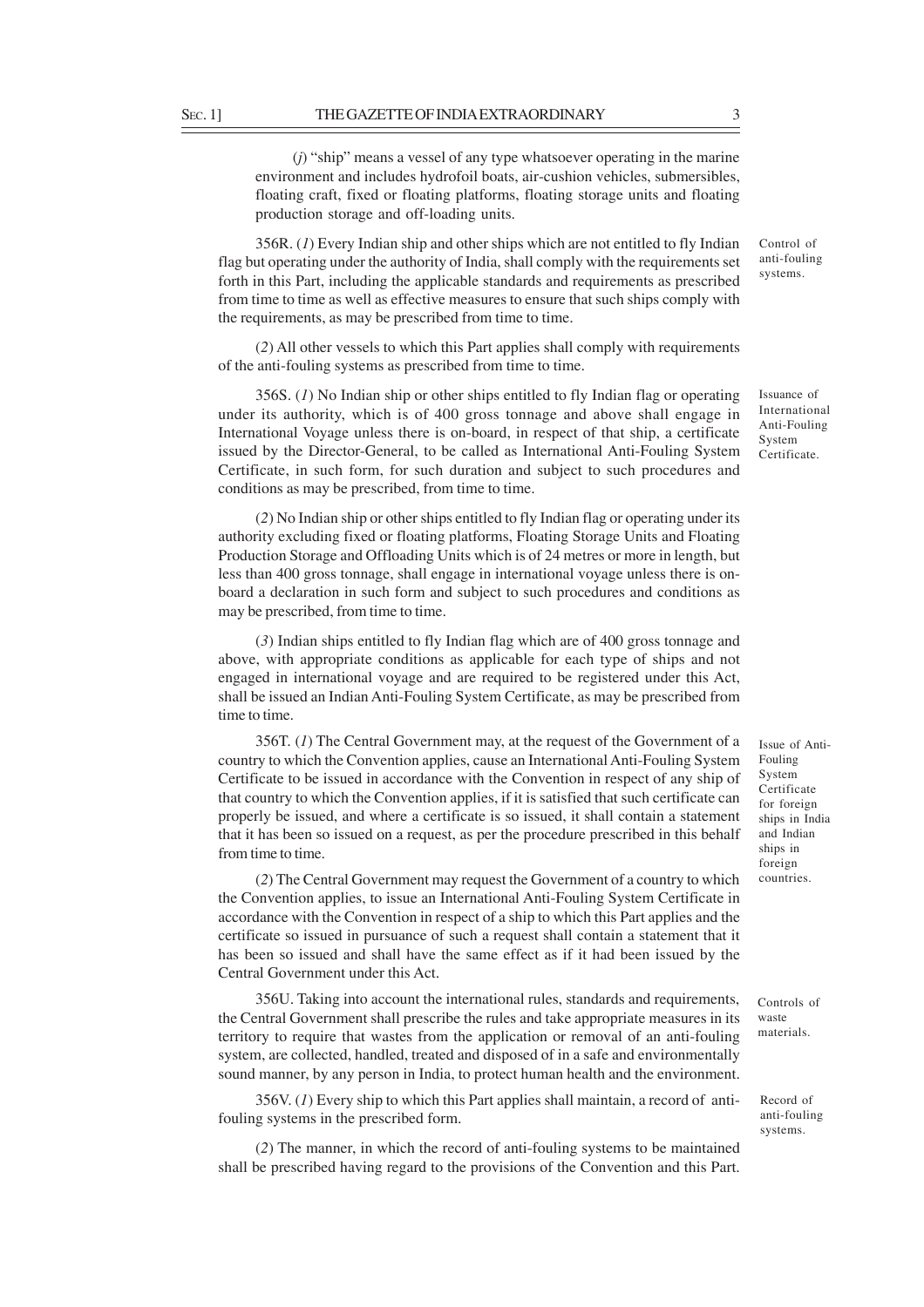(*j*) "ship" means a vessel of any type whatsoever operating in the marine environment and includes hydrofoil boats, air-cushion vehicles, submersibles, floating craft, fixed or floating platforms, floating storage units and floating production storage and off-loading units.

*Control of anti-fouling systems.*

356R. (*1*) Every Indian ship and other ships which are not entitled to fly Indian flag but operating under the authority of India, shall comply with the requirements set forth in this Part, including the applicable standards and requirements as prescribed from time to time as well as effective measures to ensure that such ships comply with the requirements, as may be prescribed from time to time.

(*2*) All other vessels to which this Part applies shall comply with requirements of the anti-fouling systems as prescribed from time to time.

*Issuance of International Anti-Fouling System Certificate.*

356S. (*1*) No Indian ship or other ships entitled to fly Indian flag or operating under its authority, which is of 400 gross tonnage and above shall engage in International Voyage unless there is on-board, in respect of that ship, a certificate issued by the Director-General, to be called as International Anti-Fouling System Certificate, in such form, for such duration and subject to such procedures and conditions as may be prescribed, from time to time.

(*2*) No Indian ship or other ships entitled to fly Indian flag or operating under its authority excluding fixed or floating platforms, Floating Storage Units and Floating Production Storage and Offloading Units which is of 24 metres or more in length, but less than 400 gross tonnage, shall engage in international voyage unless there is on-board a declaration in such form and subject to such procedures and conditions as may be prescribed, from time to time.

(*3*) Indian ships entitled to fly Indian flag which are of 400 gross tonnage and above, with appropriate conditions as applicable for each type of ships and not engaged in international voyage and are required to be registered under this Act, shall be issued an Indian Anti-Fouling System Certificate, as may be prescribed from time to time.

*Issue of Anti-Fouling System Certificate for foreign ships in India and Indian ships in foreign countries.*

356T. (*1*) The Central Government may, at the request of the Government of a country to which the Convention applies, cause an International Anti-Fouling System Certificate to be issued in accordance with the Convention in respect of any ship of that country to which the Convention applies, if it is satisfied that such certificate can properly be issued, and where a certificate is so issued, it shall contain a statement that it has been so issued on a request, as per the procedure prescribed in this behalf from time to time.

(*2*) The Central Government may request the Government of a country to which the Convention applies, to issue an International Anti-Fouling System Certificate in accordance with the Convention in respect of a ship to which this Part applies and the certificate so issued in pursuance of such a request shall contain a statement that it has been so issued and shall have the same effect as if it had been issued by the Central Government under this Act.

*Controls of waste materials.*

356U. Taking into account the international rules, standards and requirements, the Central Government shall prescribe the rules and take appropriate measures in its territory to require that wastes from the application or removal of an anti-fouling system, are collected, handled, treated and disposed of in a safe and environmentally sound manner, by any person in India, to protect human health and the environment.

*Record of anti-fouling systems.*

356V. (*1*) Every ship to which this Part applies shall maintain, a record of anti-fouling systems in the prescribed form.

(*2*) The manner, in which the record of anti-fouling systems to be maintained shall be prescribed having regard to the provisions of the Convention and this Part.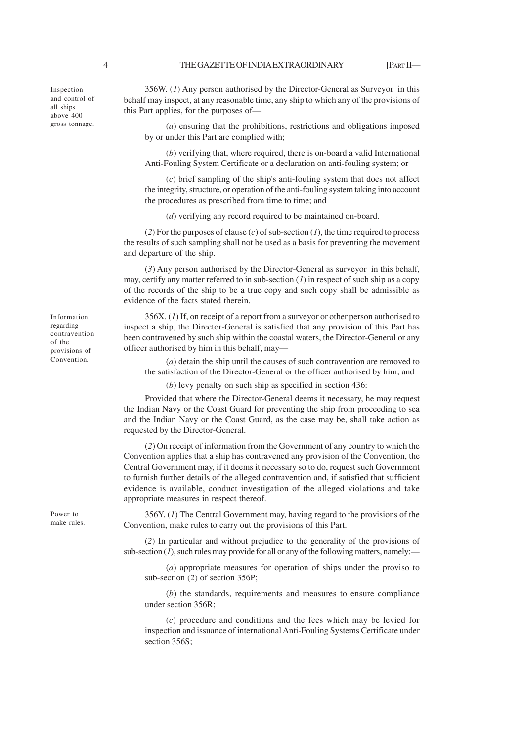**Inspection and control of all ships above 400 gross tonnage.**

356W. (*1*) Any person authorised by the Director-General as Surveyor in this behalf may inspect, at any reasonable time, any ship to which any of the provisions of this Part applies, for the purposes of—

(*a*) ensuring that the prohibitions, restrictions and obligations imposed by or under this Part are complied with;

(*b*) verifying that, where required, there is on-board a valid International Anti-Fouling System Certificate or a declaration on anti-fouling system; or

(*c*) brief sampling of the ship's anti-fouling system that does not affect the integrity, structure, or operation of the anti-fouling system taking into account the procedures as prescribed from time to time; and

(*d*) verifying any record required to be maintained on-board.

(*2*) For the purposes of clause (*c*) of sub-section (*1*), the time required to process the results of such sampling shall not be used as a basis for preventing the movement and departure of the ship.

(*3*) Any person authorised by the Director-General as surveyor in this behalf, may, certify any matter referred to in sub-section (*1*) in respect of such ship as a copy of the records of the ship to be a true copy and such copy shall be admissible as evidence of the facts stated therein.

**Information regarding contravention of the provisions of Convention.**

356X. (*1*) If, on receipt of a report from a surveyor or other person authorised to inspect a ship, the Director-General is satisfied that any provision of this Part has been contravened by such ship within the coastal waters, the Director-General or any officer authorised by him in this behalf, may—

(*a*) detain the ship until the causes of such contravention are removed to the satisfaction of the Director-General or the officer authorised by him; and

(*b*) levy penalty on such ship as specified in section 436:

Provided that where the Director-General deems it necessary, he may request the Indian Navy or the Coast Guard for preventing the ship from proceeding to sea and the Indian Navy or the Coast Guard, as the case may be, shall take action as requested by the Director-General.

(*2*) On receipt of information from the Government of any country to which the Convention applies that a ship has contravened any provision of the Convention, the Central Government may, if it deems it necessary so to do, request such Government to furnish further details of the alleged contravention and, if satisfied that sufficient evidence is available, conduct investigation of the alleged violations and take appropriate measures in respect thereof.

**Power to make rules.**

356Y. (*1*) The Central Government may, having regard to the provisions of the Convention, make rules to carry out the provisions of this Part.

(*2*) In particular and without prejudice to the generality of the provisions of sub-section (*1*), such rules may provide for all or any of the following matters, namely:—

(*a*) appropriate measures for operation of ships under the proviso to sub-section (*2*) of section 356P;

(*b*) the standards, requirements and measures to ensure compliance under section 356R;

(*c*) procedure and conditions and the fees which may be levied for inspection and issuance of international Anti-Fouling Systems Certificate under section 356S;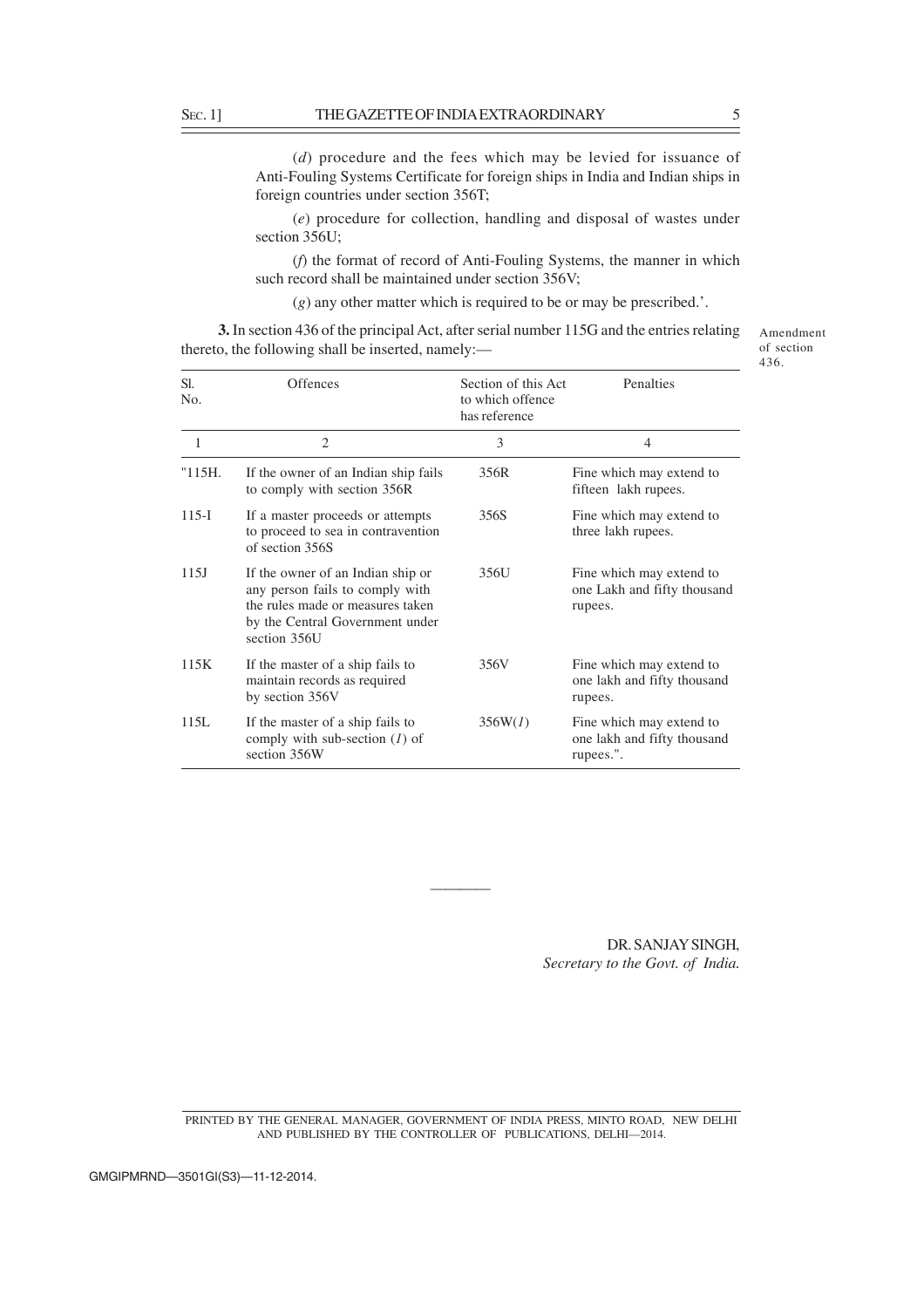(*d*) procedure and the fees which may be levied for issuance of Anti-Fouling Systems Certificate for foreign ships in India and Indian ships in foreign countries under section 356T;

(*e*) procedure for collection, handling and disposal of wastes under section 356U;

(*f*) the format of record of Anti-Fouling Systems, the manner in which such record shall be maintained under section 356V;

(*g*) any other matter which is required to be or may be prescribed.'.

Amendment of section 436.

**3.** In section 436 of the principal Act, after serial number 115G and the entries relating thereto, the following shall be inserted, namely:—

| Sl. No. | Offences | Section of this Act to which offence has reference | Penalties |
|---|---|---|---|
| 1 | 2 | 3 | 4 |
| "115H. | If the owner of an Indian ship fails to comply with section 356R | 356R | Fine which may extend to fifteen lakh rupees. |
| 115-I | If a master proceeds or attempts to proceed to sea in contravention of section 356S | 356S | Fine which may extend to three lakh rupees. |
| 115J | If the owner of an Indian ship or any person fails to comply with the rules made or measures taken by the Central Government under section 356U | 356U | Fine which may extend to one Lakh and fifty thousand rupees. |
| 115K | If the master of a ship fails to maintain records as required by section 356V | 356V | Fine which may extend to one lakh and fifty thousand rupees. |
| 115L | If the master of a ship fails to comply with sub-section (*1*) of section 356W | 356W(*1*) | Fine which may extend to one lakh and fifty thousand rupees.". |

————

DR. SANJAY SINGH,
*Secretary to the Govt. of India.*

PRINTED BY THE GENERAL MANAGER, GOVERNMENT OF INDIA PRESS, MINTO ROAD, NEW DELHI AND PUBLISHED BY THE CONTROLLER OF PUBLICATIONS, DELHI—2014.

GMGIPMRND—3501GI(S3)—11-12-2014.